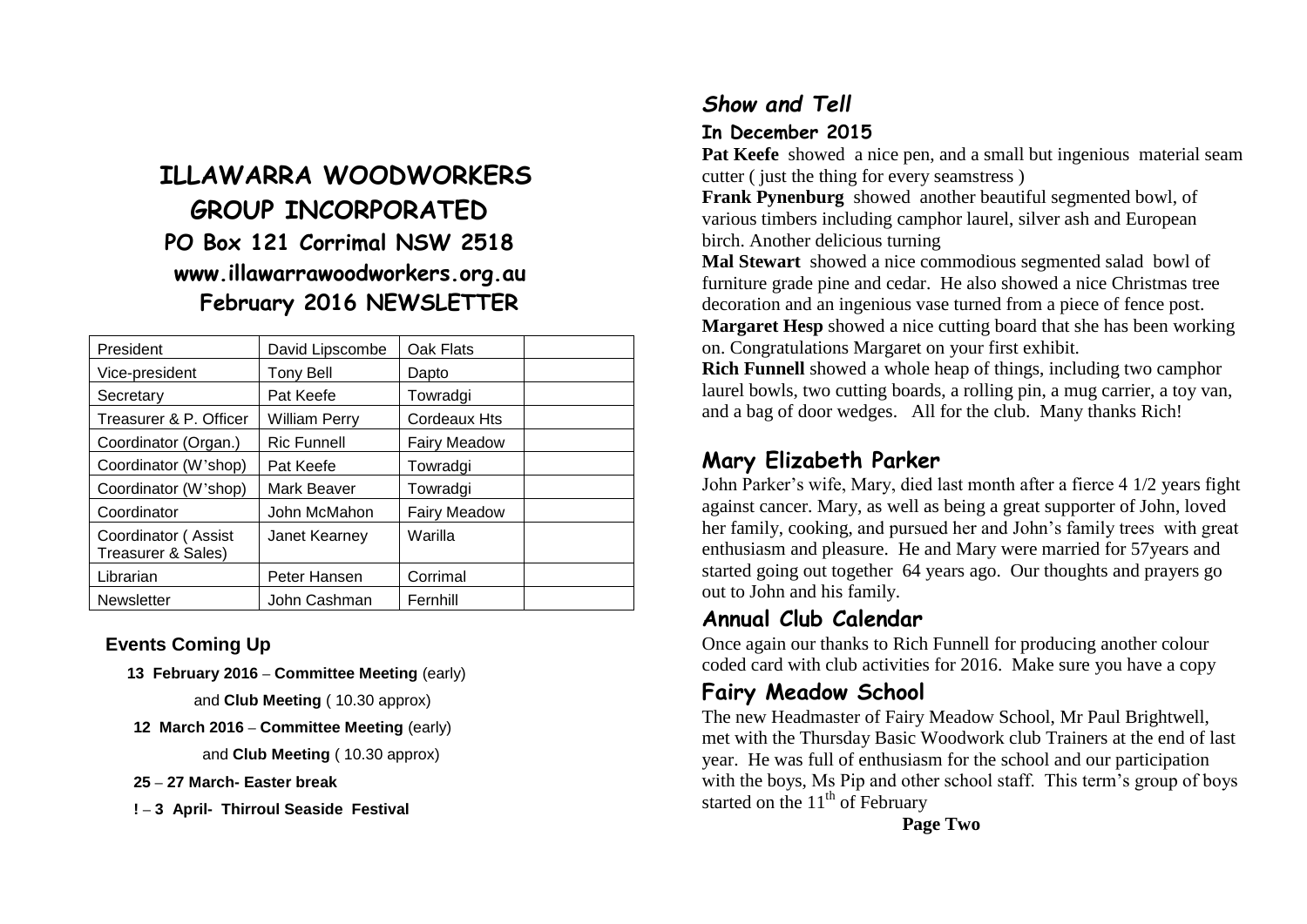# ILLAWARRA WOODWORKERS GROUP INCORPORATED

## PO Box 121 Corrimal NSW 2518

## www.illawarrawoodworkers.org.au

## February 2016 NEWSLETTER

| President | David Lipscombe | Oak Flats | |
|---|---|---|---|
| Vice-president | Tony Bell | Dapto | |
| Secretary | Pat Keefe | Towradgi | |
| Treasurer & P. Officer | William Perry | Cordeaux Hts | |
| Coordinator (Organ.) | Ric Funnell | Fairy Meadow | |
| Coordinator (W'shop) | Pat Keefe | Towradgi | |
| Coordinator (W'shop) | Mark Beaver | Towradgi | |
| Coordinator | John McMahon | Fairy Meadow | |
| Coordinator ( Assist Treasurer & Sales) | Janet Kearney | Warilla | |
| Librarian | Peter Hansen | Corrimal | |
| Newsletter | John Cashman | Fernhill | |

### Events Coming Up

**13 February 2016** – **Committee Meeting** (early) and **Club Meeting** ( 10.30 approx)

**12 March 2016** – **Committee Meeting** (early) and **Club Meeting** ( 10.30 approx)

**25** – **27 March- Easter break**

**!** – **3 April- Thirroul Seaside Festival**

## *Show and Tell*

### In December 2015

**Pat Keefe** showed a nice pen, and a small but ingenious material seam cutter ( just the thing for every seamstress )

**Frank Pynenburg** showed another beautiful segmented bowl, of various timbers including camphor laurel, silver ash and European birch. Another delicious turning

**Mal Stewart** showed a nice commodious segmented salad bowl of furniture grade pine and cedar. He also showed a nice Christmas tree decoration and an ingenious vase turned from a piece of fence post.

**Margaret Hesp** showed a nice cutting board that she has been working on. Congratulations Margaret on your first exhibit.

**Rich Funnell** showed a whole heap of things, including two camphor laurel bowls, two cutting boards, a rolling pin, a mug carrier, a toy van, and a bag of door wedges. All for the club. Many thanks Rich!

## Mary Elizabeth Parker

John Parker's wife, Mary, died last month after a fierce 4 1/2 years fight against cancer. Mary, as well as being a great supporter of John, loved her family, cooking, and pursued her and John's family trees with great enthusiasm and pleasure. He and Mary were married for 57years and started going out together 64 years ago. Our thoughts and prayers go out to John and his family.

## Annual Club Calendar

Once again our thanks to Rich Funnell for producing another colour coded card with club activities for 2016. Make sure you have a copy

## Fairy Meadow School

The new Headmaster of Fairy Meadow School, Mr Paul Brightwell, met with the Thursday Basic Woodwork club Trainers at the end of last year. He was full of enthusiasm for the school and our participation with the boys, Ms Pip and other school staff. This term's group of boys started on the 11th of February

**Page Two**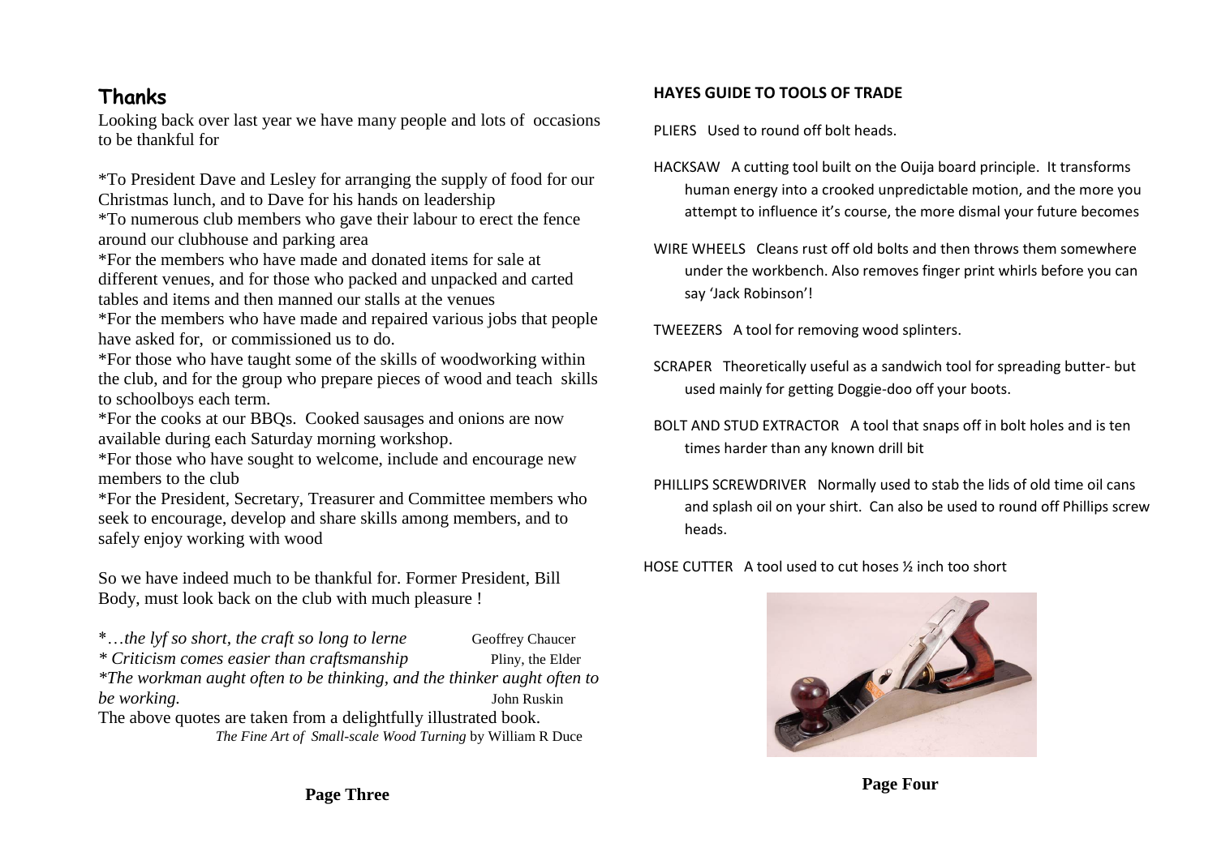## Thanks

Looking back over last year we have many people and lots of occasions to be thankful for

*To President Dave and Lesley for arranging the supply of food for our Christmas lunch, and to Dave for his hands on leadership
*To numerous club members who gave their labour to erect the fence around our clubhouse and parking area
*For the members who have made and donated items for sale at different venues, and for those who packed and unpacked and carted tables and items and then manned our stalls at the venues
*For the members who have made and repaired various jobs that people have asked for, or commissioned us to do.
*For those who have taught some of the skills of woodworking within the club, and for the group who prepare pieces of wood and teach skills to schoolboys each term.
*For the cooks at our BBQs. Cooked sausages and onions are now available during each Saturday morning workshop.
*For those who have sought to welcome, include and encourage new members to the club
*For the President, Secretary, Treasurer and Committee members who seek to encourage, develop and share skills among members, and to safely enjoy working with wood

So we have indeed much to be thankful for. Former President, Bill Body, must look back on the club with much pleasure !

*…*the lyf so short, the craft so long to lerne* Geoffrey Chaucer
* *Criticism comes easier than craftsmanship* Pliny, the Elder
**The workman aught often to be thinking, and the thinker aught often to be working.* John Ruskin
The above quotes are taken from a delightfully illustrated book.
*The Fine Art of Small-scale Wood Turning* by William R Duce

**HAYES GUIDE TO TOOLS OF TRADE**

PLIERS Used to round off bolt heads.

HACKSAW A cutting tool built on the Ouija board principle. It transforms human energy into a crooked unpredictable motion, and the more you attempt to influence it's course, the more dismal your future becomes

WIRE WHEELS Cleans rust off old bolts and then throws them somewhere under the workbench. Also removes finger print whirls before you can say 'Jack Robinson'!

TWEEZERS A tool for removing wood splinters.

SCRAPER Theoretically useful as a sandwich tool for spreading butter- but used mainly for getting Doggie-doo off your boots.

BOLT AND STUD EXTRACTOR A tool that snaps off in bolt holes and is ten times harder than any known drill bit

PHILLIPS SCREWDRIVER Normally used to stab the lids of old time oil cans and splash oil on your shirt. Can also be used to round off Phillips screw heads.

HOSE CUTTER A tool used to cut hoses ½ inch too short